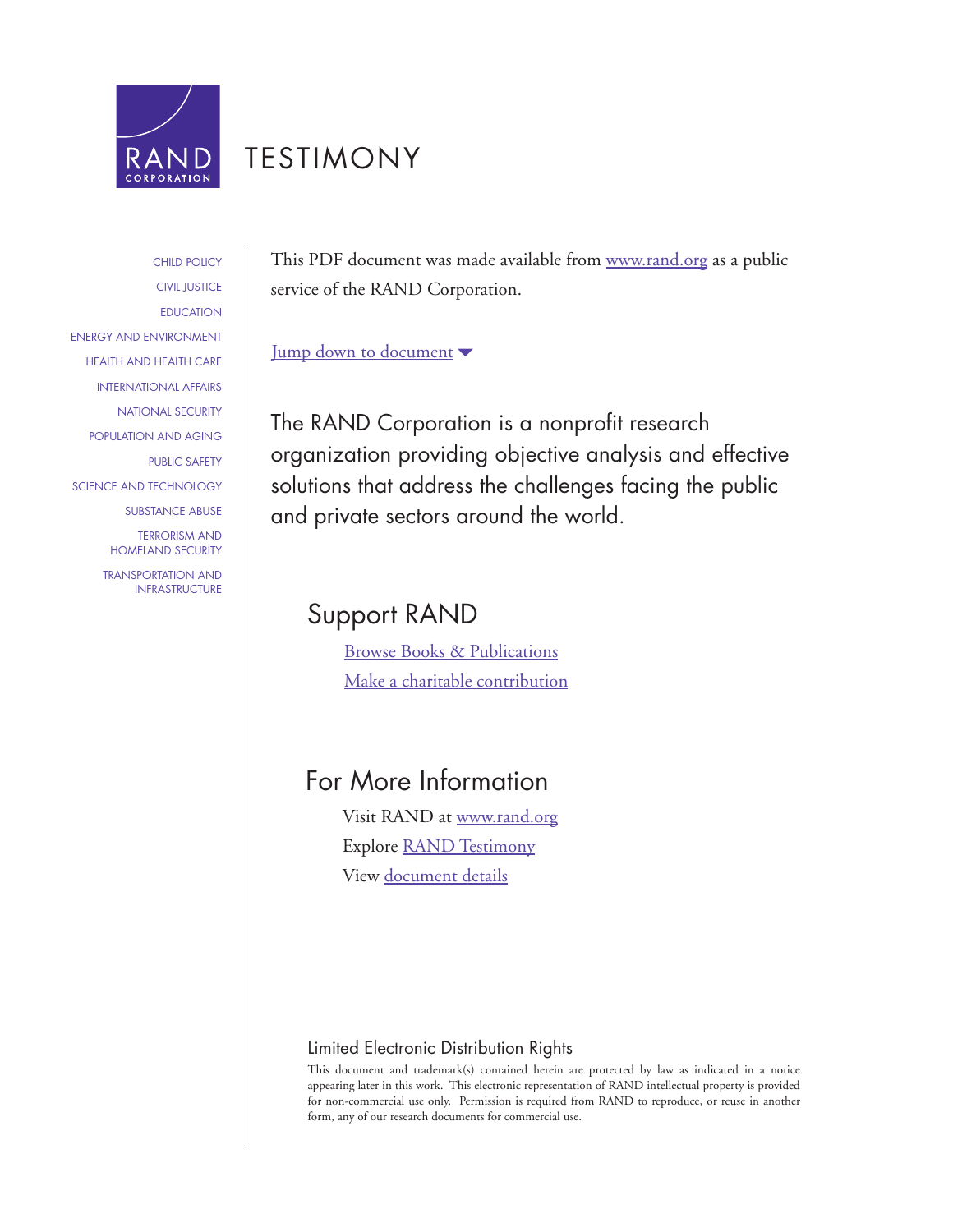RAND CORPORATION

# TESTIMONY

CHILD POLICY
CIVIL JUSTICE
EDUCATION
ENERGY AND ENVIRONMENT
HEALTH AND HEALTH CARE
INTERNATIONAL AFFAIRS
NATIONAL SECURITY
POPULATION AND AGING
PUBLIC SAFETY
SCIENCE AND TECHNOLOGY
SUBSTANCE ABUSE
TERRORISM AND HOMELAND SECURITY
TRANSPORTATION AND INFRASTRUCTURE

This PDF document was made available from www.rand.org as a public service of the RAND Corporation.

Jump down to document ▼

The RAND Corporation is a nonprofit research organization providing objective analysis and effective solutions that address the challenges facing the public and private sectors around the world.

## Support RAND

Browse Books & Publications

Make a charitable contribution

## For More Information

Visit RAND at www.rand.org

Explore RAND Testimony

View document details

### Limited Electronic Distribution Rights

This document and trademark(s) contained herein are protected by law as indicated in a notice appearing later in this work. This electronic representation of RAND intellectual property is provided for non-commercial use only. Permission is required from RAND to reproduce, or reuse in another form, any of our research documents for commercial use.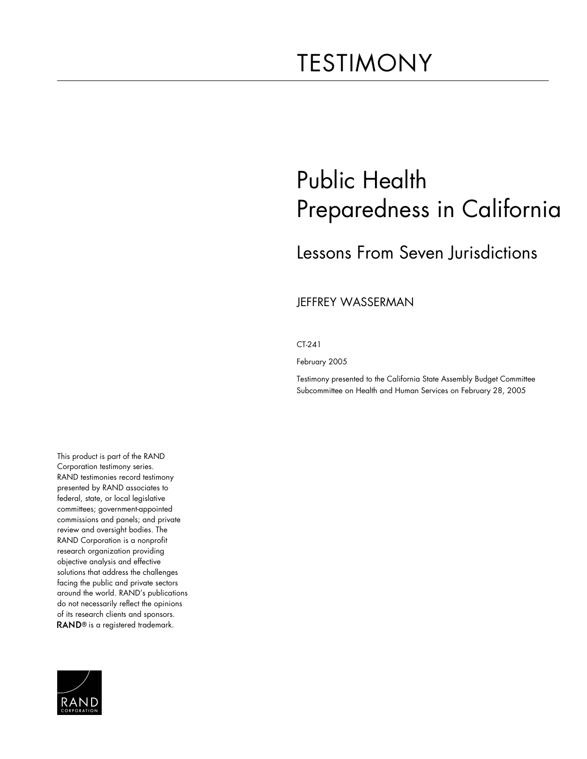# TESTIMONY

# Public Health Preparedness in California

## Lessons From Seven Jurisdictions

JEFFREY WASSERMAN

CT-241

February 2005

Testimony presented to the California State Assembly Budget Committee Subcommittee on Health and Human Services on February 28, 2005

This product is part of the RAND Corporation testimony series. RAND testimonies record testimony presented by RAND associates to federal, state, or local legislative committees; government-appointed commissions and panels; and private review and oversight bodies. The RAND Corporation is a nonprofit research organization providing objective analysis and effective solutions that address the challenges facing the public and private sectors around the world. RAND's publications do not necessarily reflect the opinions of its research clients and sponsors. **RAND**® is a registered trademark.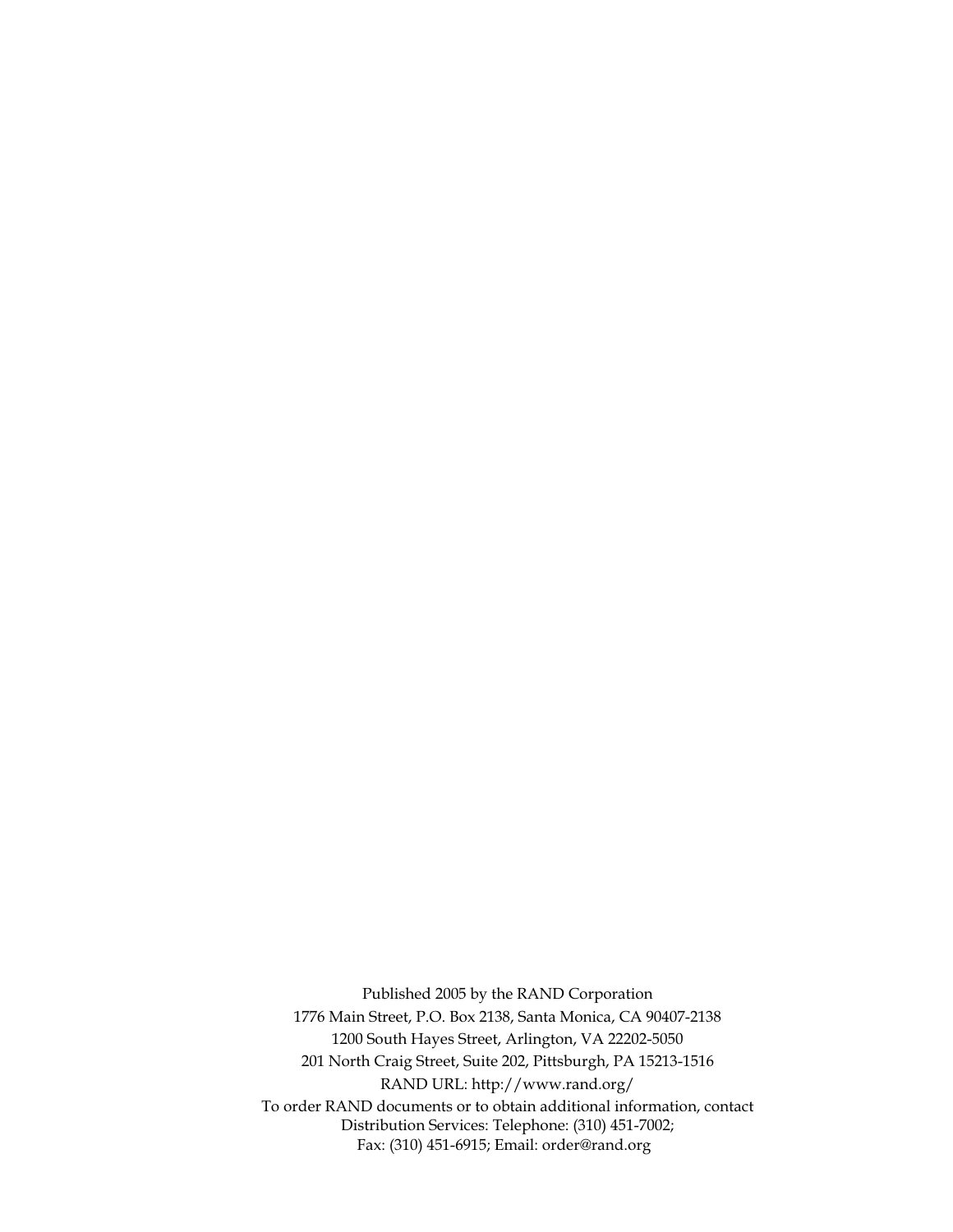Published 2005 by the RAND Corporation

1776 Main Street, P.O. Box 2138, Santa Monica, CA 90407-2138

1200 South Hayes Street, Arlington, VA 22202-5050

201 North Craig Street, Suite 202, Pittsburgh, PA 15213-1516

RAND URL: http://www.rand.org/

To order RAND documents or to obtain additional information, contact Distribution Services: Telephone: (310) 451-7002; Fax: (310) 451-6915; Email: order@rand.org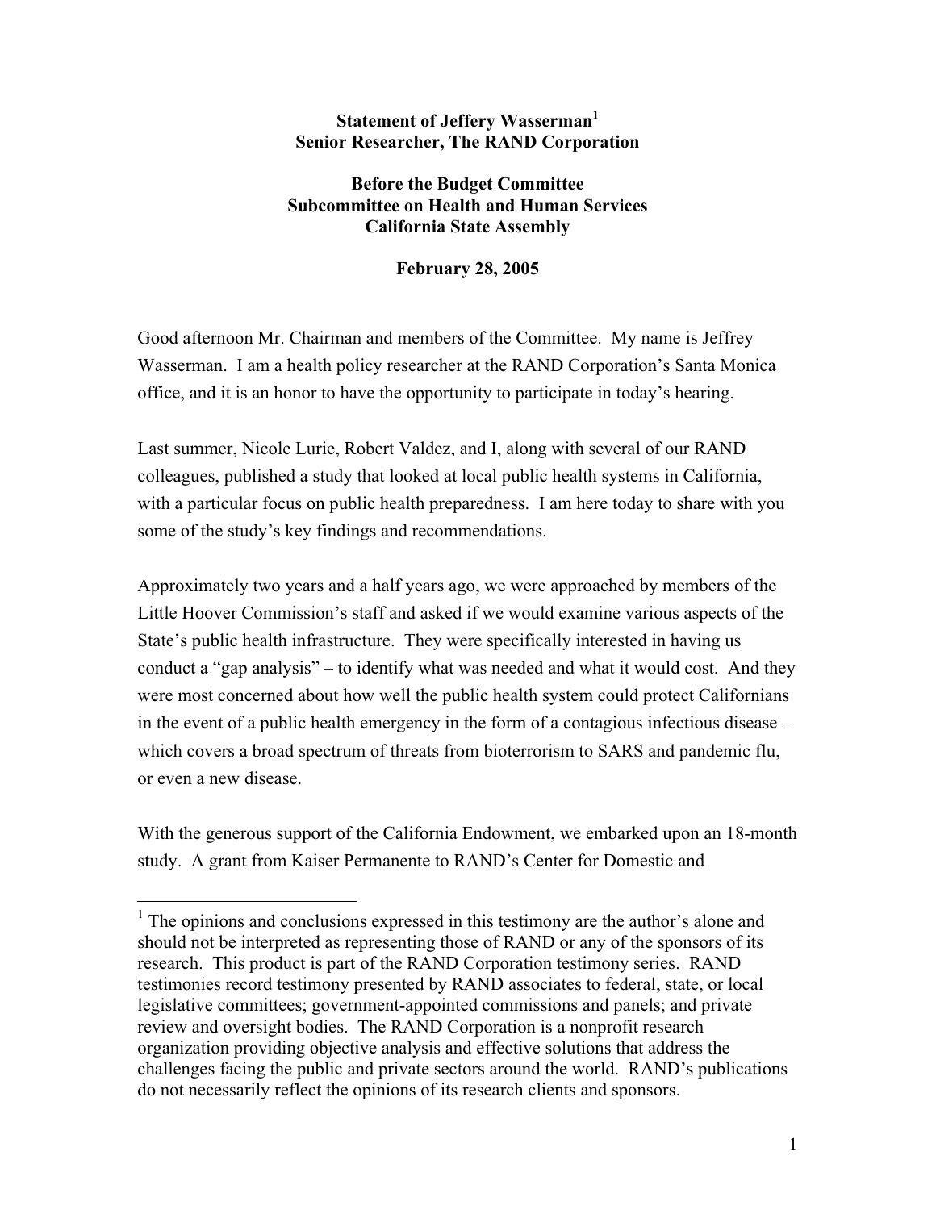**Statement of Jeffery Wasserman[1]**
**Senior Researcher, The RAND Corporation**

**Before the Budget Committee**
**Subcommittee on Health and Human Services**
**California State Assembly**

**February 28, 2005**

Good afternoon Mr. Chairman and members of the Committee. My name is Jeffrey Wasserman. I am a health policy researcher at the RAND Corporation's Santa Monica office, and it is an honor to have the opportunity to participate in today's hearing.

Last summer, Nicole Lurie, Robert Valdez, and I, along with several of our RAND colleagues, published a study that looked at local public health systems in California, with a particular focus on public health preparedness. I am here today to share with you some of the study's key findings and recommendations.

Approximately two years and a half years ago, we were approached by members of the Little Hoover Commission's staff and asked if we would examine various aspects of the State's public health infrastructure. They were specifically interested in having us conduct a "gap analysis" – to identify what was needed and what it would cost. And they were most concerned about how well the public health system could protect Californians in the event of a public health emergency in the form of a contagious infectious disease – which covers a broad spectrum of threats from bioterrorism to SARS and pandemic flu, or even a new disease.

With the generous support of the California Endowment, we embarked upon an 18-month study. A grant from Kaiser Permanente to RAND's Center for Domestic and

[1] The opinions and conclusions expressed in this testimony are the author's alone and should not be interpreted as representing those of RAND or any of the sponsors of its research. This product is part of the RAND Corporation testimony series. RAND testimonies record testimony presented by RAND associates to federal, state, or local legislative committees; government-appointed commissions and panels; and private review and oversight bodies. The RAND Corporation is a nonprofit research organization providing objective analysis and effective solutions that address the challenges facing the public and private sectors around the world. RAND's publications do not necessarily reflect the opinions of its research clients and sponsors.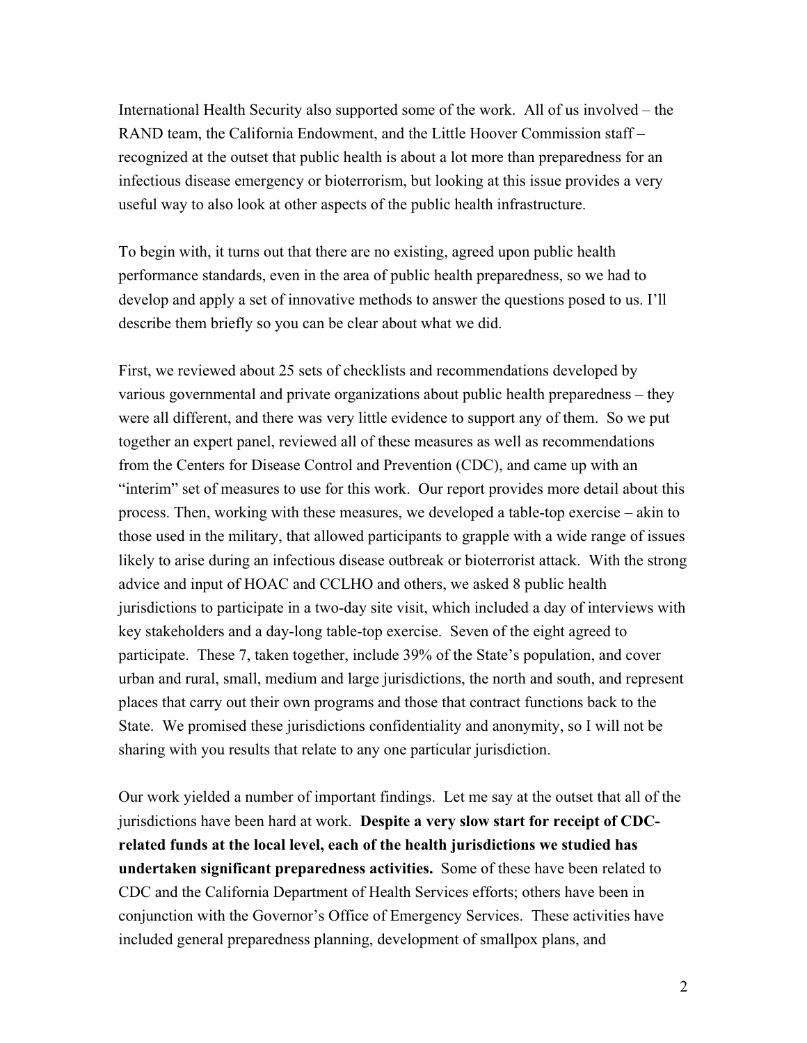International Health Security also supported some of the work. All of us involved – the RAND team, the California Endowment, and the Little Hoover Commission staff – recognized at the outset that public health is about a lot more than preparedness for an infectious disease emergency or bioterrorism, but looking at this issue provides a very useful way to also look at other aspects of the public health infrastructure.

To begin with, it turns out that there are no existing, agreed upon public health performance standards, even in the area of public health preparedness, so we had to develop and apply a set of innovative methods to answer the questions posed to us. I'll describe them briefly so you can be clear about what we did.

First, we reviewed about 25 sets of checklists and recommendations developed by various governmental and private organizations about public health preparedness – they were all different, and there was very little evidence to support any of them. So we put together an expert panel, reviewed all of these measures as well as recommendations from the Centers for Disease Control and Prevention (CDC), and came up with an "interim" set of measures to use for this work. Our report provides more detail about this process. Then, working with these measures, we developed a table-top exercise – akin to those used in the military, that allowed participants to grapple with a wide range of issues likely to arise during an infectious disease outbreak or bioterrorist attack. With the strong advice and input of HOAC and CCLHO and others, we asked 8 public health jurisdictions to participate in a two-day site visit, which included a day of interviews with key stakeholders and a day-long table-top exercise. Seven of the eight agreed to participate. These 7, taken together, include 39% of the State's population, and cover urban and rural, small, medium and large jurisdictions, the north and south, and represent places that carry out their own programs and those that contract functions back to the State. We promised these jurisdictions confidentiality and anonymity, so I will not be sharing with you results that relate to any one particular jurisdiction.

Our work yielded a number of important findings. Let me say at the outset that all of the jurisdictions have been hard at work. **Despite a very slow start for receipt of CDC-related funds at the local level, each of the health jurisdictions we studied has undertaken significant preparedness activities.** Some of these have been related to CDC and the California Department of Health Services efforts; others have been in conjunction with the Governor's Office of Emergency Services. These activities have included general preparedness planning, development of smallpox plans, and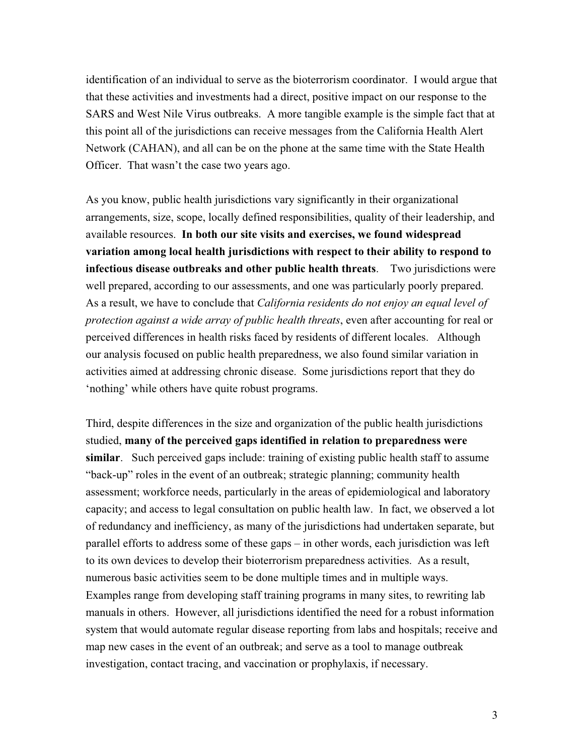identification of an individual to serve as the bioterrorism coordinator. I would argue that that these activities and investments had a direct, positive impact on our response to the SARS and West Nile Virus outbreaks. A more tangible example is the simple fact that at this point all of the jurisdictions can receive messages from the California Health Alert Network (CAHAN), and all can be on the phone at the same time with the State Health Officer. That wasn't the case two years ago.

As you know, public health jurisdictions vary significantly in their organizational arrangements, size, scope, locally defined responsibilities, quality of their leadership, and available resources. **In both our site visits and exercises, we found widespread variation among local health jurisdictions with respect to their ability to respond to infectious disease outbreaks and other public health threats**. Two jurisdictions were well prepared, according to our assessments, and one was particularly poorly prepared. As a result, we have to conclude that *California residents do not enjoy an equal level of protection against a wide array of public health threats*, even after accounting for real or perceived differences in health risks faced by residents of different locales. Although our analysis focused on public health preparedness, we also found similar variation in activities aimed at addressing chronic disease. Some jurisdictions report that they do 'nothing' while others have quite robust programs.

Third, despite differences in the size and organization of the public health jurisdictions studied, **many of the perceived gaps identified in relation to preparedness were similar**. Such perceived gaps include: training of existing public health staff to assume "back-up" roles in the event of an outbreak; strategic planning; community health assessment; workforce needs, particularly in the areas of epidemiological and laboratory capacity; and access to legal consultation on public health law. In fact, we observed a lot of redundancy and inefficiency, as many of the jurisdictions had undertaken separate, but parallel efforts to address some of these gaps – in other words, each jurisdiction was left to its own devices to develop their bioterrorism preparedness activities. As a result, numerous basic activities seem to be done multiple times and in multiple ways. Examples range from developing staff training programs in many sites, to rewriting lab manuals in others. However, all jurisdictions identified the need for a robust information system that would automate regular disease reporting from labs and hospitals; receive and map new cases in the event of an outbreak; and serve as a tool to manage outbreak investigation, contact tracing, and vaccination or prophylaxis, if necessary.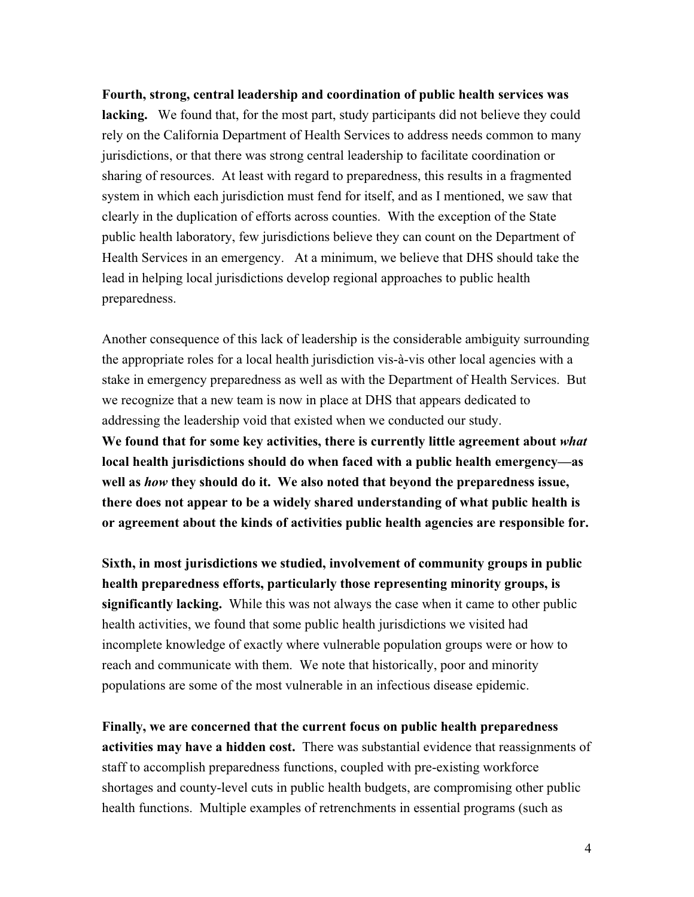**Fourth, strong, central leadership and coordination of public health services was lacking.** We found that, for the most part, study participants did not believe they could rely on the California Department of Health Services to address needs common to many jurisdictions, or that there was strong central leadership to facilitate coordination or sharing of resources. At least with regard to preparedness, this results in a fragmented system in which each jurisdiction must fend for itself, and as I mentioned, we saw that clearly in the duplication of efforts across counties. With the exception of the State public health laboratory, few jurisdictions believe they can count on the Department of Health Services in an emergency. At a minimum, we believe that DHS should take the lead in helping local jurisdictions develop regional approaches to public health preparedness.

Another consequence of this lack of leadership is the considerable ambiguity surrounding the appropriate roles for a local health jurisdiction vis-à-vis other local agencies with a stake in emergency preparedness as well as with the Department of Health Services. But we recognize that a new team is now in place at DHS that appears dedicated to addressing the leadership void that existed when we conducted our study.

**We found that for some key activities, there is currently little agreement about *what* local health jurisdictions should do when faced with a public health emergency—as well as *how* they should do it. We also noted that beyond the preparedness issue, there does not appear to be a widely shared understanding of what public health is or agreement about the kinds of activities public health agencies are responsible for.**

**Sixth, in most jurisdictions we studied, involvement of community groups in public health preparedness efforts, particularly those representing minority groups, is significantly lacking.** While this was not always the case when it came to other public health activities, we found that some public health jurisdictions we visited had incomplete knowledge of exactly where vulnerable population groups were or how to reach and communicate with them. We note that historically, poor and minority populations are some of the most vulnerable in an infectious disease epidemic.

**Finally, we are concerned that the current focus on public health preparedness activities may have a hidden cost.** There was substantial evidence that reassignments of staff to accomplish preparedness functions, coupled with pre-existing workforce shortages and county-level cuts in public health budgets, are compromising other public health functions. Multiple examples of retrenchments in essential programs (such as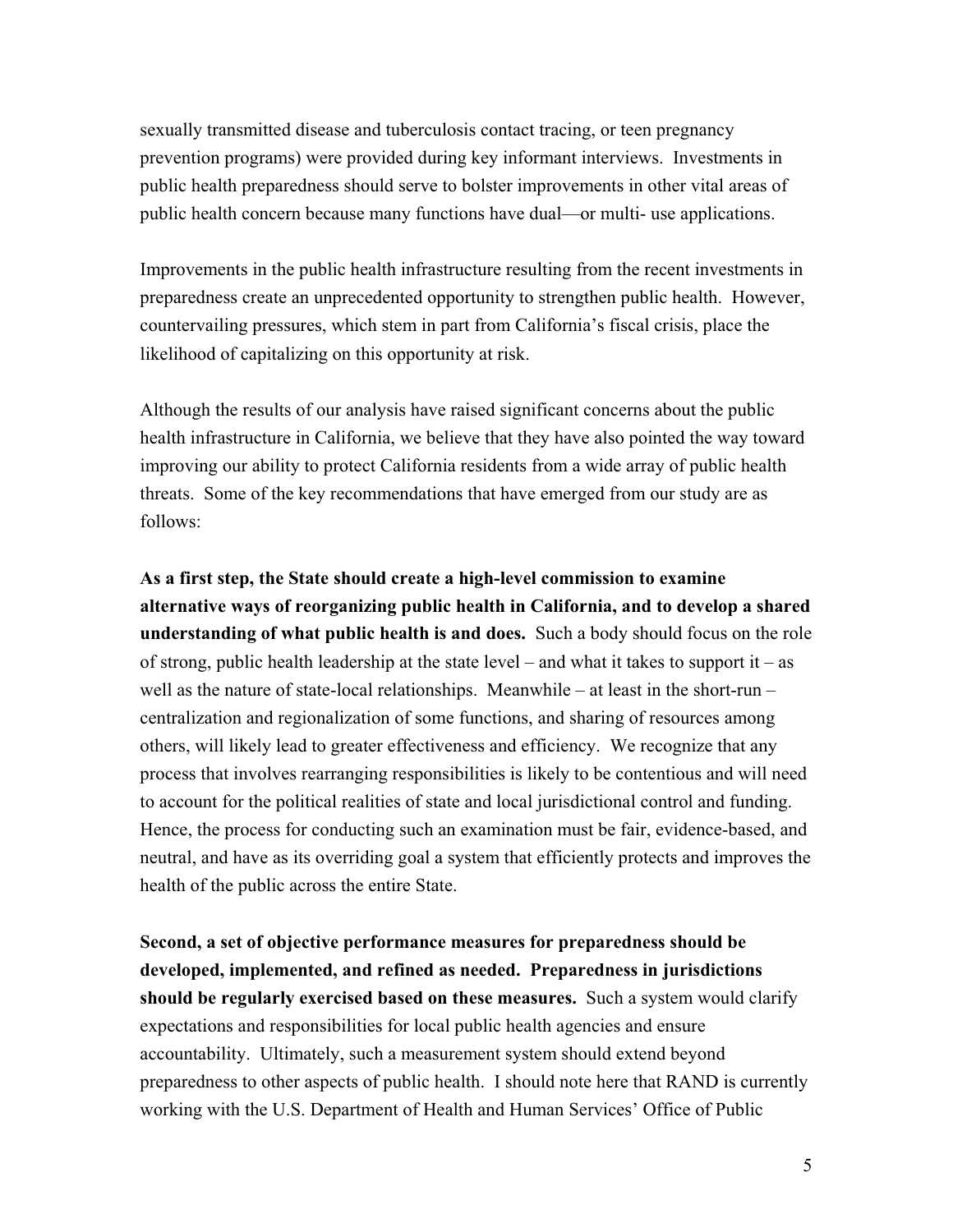sexually transmitted disease and tuberculosis contact tracing, or teen pregnancy prevention programs) were provided during key informant interviews. Investments in public health preparedness should serve to bolster improvements in other vital areas of public health concern because many functions have dual—or multi- use applications.

Improvements in the public health infrastructure resulting from the recent investments in preparedness create an unprecedented opportunity to strengthen public health. However, countervailing pressures, which stem in part from California's fiscal crisis, place the likelihood of capitalizing on this opportunity at risk.

Although the results of our analysis have raised significant concerns about the public health infrastructure in California, we believe that they have also pointed the way toward improving our ability to protect California residents from a wide array of public health threats. Some of the key recommendations that have emerged from our study are as follows:

**As a first step, the State should create a high-level commission to examine alternative ways of reorganizing public health in California, and to develop a shared understanding of what public health is and does.** Such a body should focus on the role of strong, public health leadership at the state level – and what it takes to support it – as well as the nature of state-local relationships. Meanwhile – at least in the short-run – centralization and regionalization of some functions, and sharing of resources among others, will likely lead to greater effectiveness and efficiency. We recognize that any process that involves rearranging responsibilities is likely to be contentious and will need to account for the political realities of state and local jurisdictional control and funding. Hence, the process for conducting such an examination must be fair, evidence-based, and neutral, and have as its overriding goal a system that efficiently protects and improves the health of the public across the entire State.

**Second, a set of objective performance measures for preparedness should be developed, implemented, and refined as needed. Preparedness in jurisdictions should be regularly exercised based on these measures.** Such a system would clarify expectations and responsibilities for local public health agencies and ensure accountability. Ultimately, such a measurement system should extend beyond preparedness to other aspects of public health. I should note here that RAND is currently working with the U.S. Department of Health and Human Services' Office of Public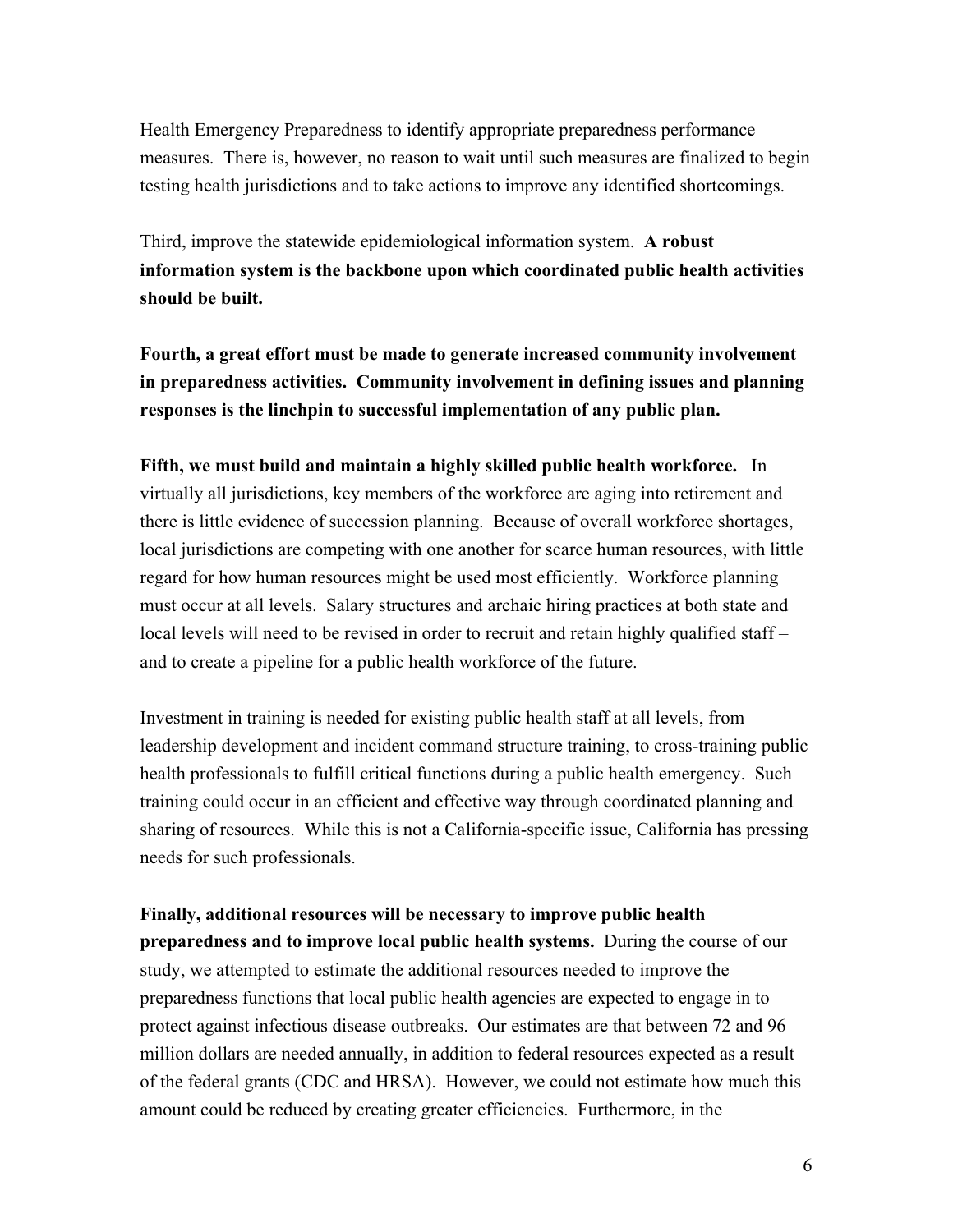Health Emergency Preparedness to identify appropriate preparedness performance measures. There is, however, no reason to wait until such measures are finalized to begin testing health jurisdictions and to take actions to improve any identified shortcomings.

Third, improve the statewide epidemiological information system. **A robust information system is the backbone upon which coordinated public health activities should be built.**

**Fourth, a great effort must be made to generate increased community involvement in preparedness activities. Community involvement in defining issues and planning responses is the linchpin to successful implementation of any public plan.**

**Fifth, we must build and maintain a highly skilled public health workforce.** In virtually all jurisdictions, key members of the workforce are aging into retirement and there is little evidence of succession planning. Because of overall workforce shortages, local jurisdictions are competing with one another for scarce human resources, with little regard for how human resources might be used most efficiently. Workforce planning must occur at all levels. Salary structures and archaic hiring practices at both state and local levels will need to be revised in order to recruit and retain highly qualified staff – and to create a pipeline for a public health workforce of the future.

Investment in training is needed for existing public health staff at all levels, from leadership development and incident command structure training, to cross-training public health professionals to fulfill critical functions during a public health emergency. Such training could occur in an efficient and effective way through coordinated planning and sharing of resources. While this is not a California-specific issue, California has pressing needs for such professionals.

**Finally, additional resources will be necessary to improve public health preparedness and to improve local public health systems.** During the course of our study, we attempted to estimate the additional resources needed to improve the preparedness functions that local public health agencies are expected to engage in to protect against infectious disease outbreaks. Our estimates are that between 72 and 96 million dollars are needed annually, in addition to federal resources expected as a result of the federal grants (CDC and HRSA). However, we could not estimate how much this amount could be reduced by creating greater efficiencies. Furthermore, in the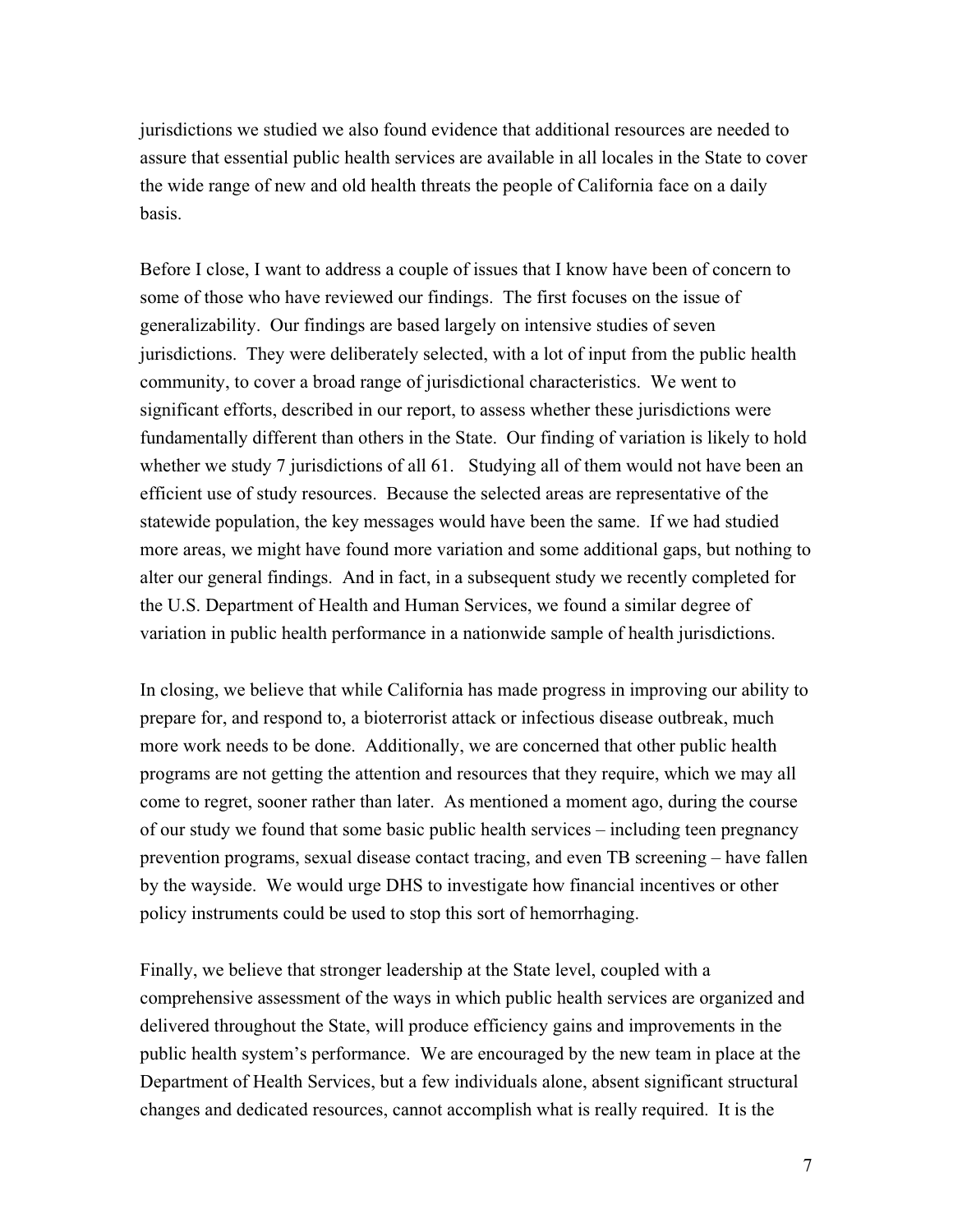jurisdictions we studied we also found evidence that additional resources are needed to assure that essential public health services are available in all locales in the State to cover the wide range of new and old health threats the people of California face on a daily basis.

Before I close, I want to address a couple of issues that I know have been of concern to some of those who have reviewed our findings. The first focuses on the issue of generalizability. Our findings are based largely on intensive studies of seven jurisdictions. They were deliberately selected, with a lot of input from the public health community, to cover a broad range of jurisdictional characteristics. We went to significant efforts, described in our report, to assess whether these jurisdictions were fundamentally different than others in the State. Our finding of variation is likely to hold whether we study 7 jurisdictions of all 61. Studying all of them would not have been an efficient use of study resources. Because the selected areas are representative of the statewide population, the key messages would have been the same. If we had studied more areas, we might have found more variation and some additional gaps, but nothing to alter our general findings. And in fact, in a subsequent study we recently completed for the U.S. Department of Health and Human Services, we found a similar degree of variation in public health performance in a nationwide sample of health jurisdictions.

In closing, we believe that while California has made progress in improving our ability to prepare for, and respond to, a bioterrorist attack or infectious disease outbreak, much more work needs to be done. Additionally, we are concerned that other public health programs are not getting the attention and resources that they require, which we may all come to regret, sooner rather than later. As mentioned a moment ago, during the course of our study we found that some basic public health services – including teen pregnancy prevention programs, sexual disease contact tracing, and even TB screening – have fallen by the wayside. We would urge DHS to investigate how financial incentives or other policy instruments could be used to stop this sort of hemorrhaging.

Finally, we believe that stronger leadership at the State level, coupled with a comprehensive assessment of the ways in which public health services are organized and delivered throughout the State, will produce efficiency gains and improvements in the public health system's performance. We are encouraged by the new team in place at the Department of Health Services, but a few individuals alone, absent significant structural changes and dedicated resources, cannot accomplish what is really required. It is the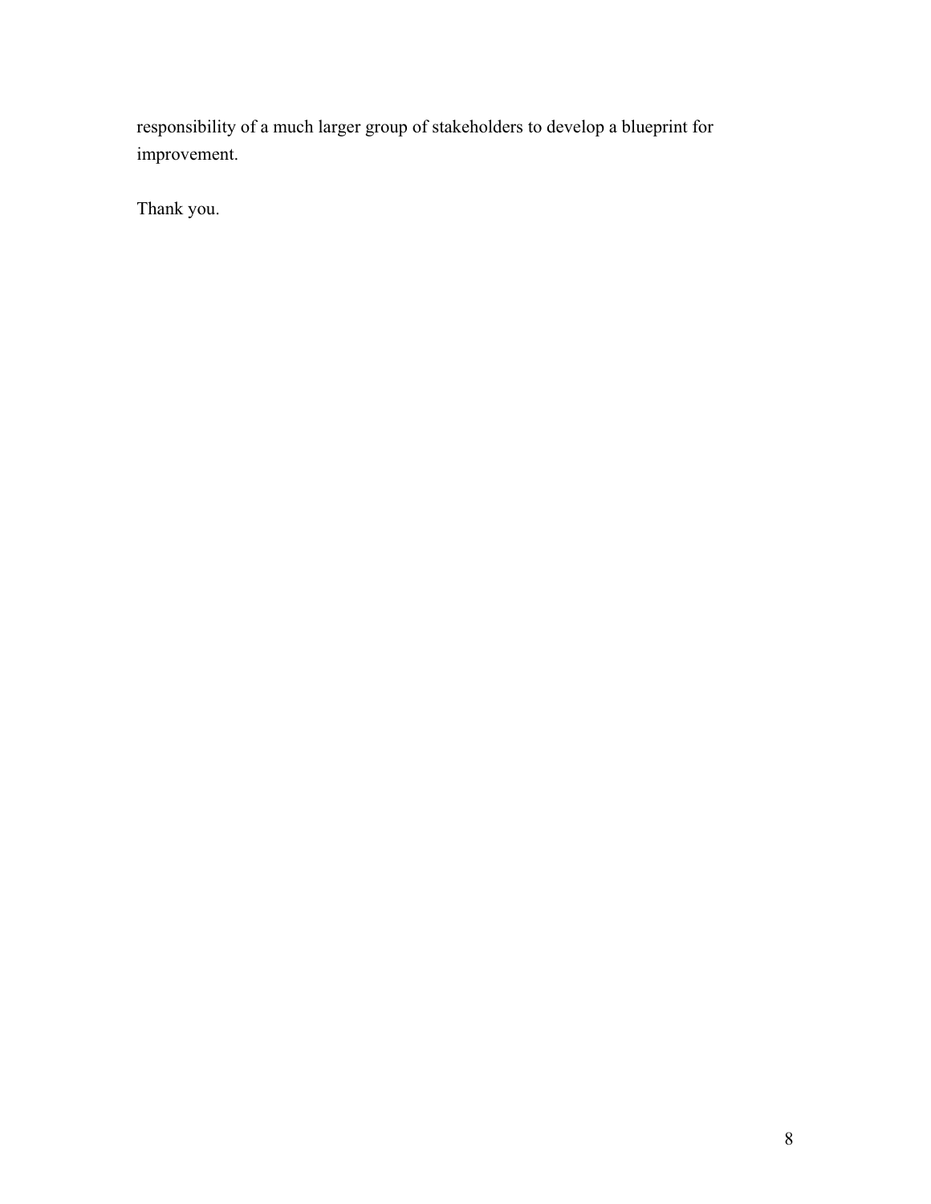responsibility of a much larger group of stakeholders to develop a blueprint for improvement.

Thank you.